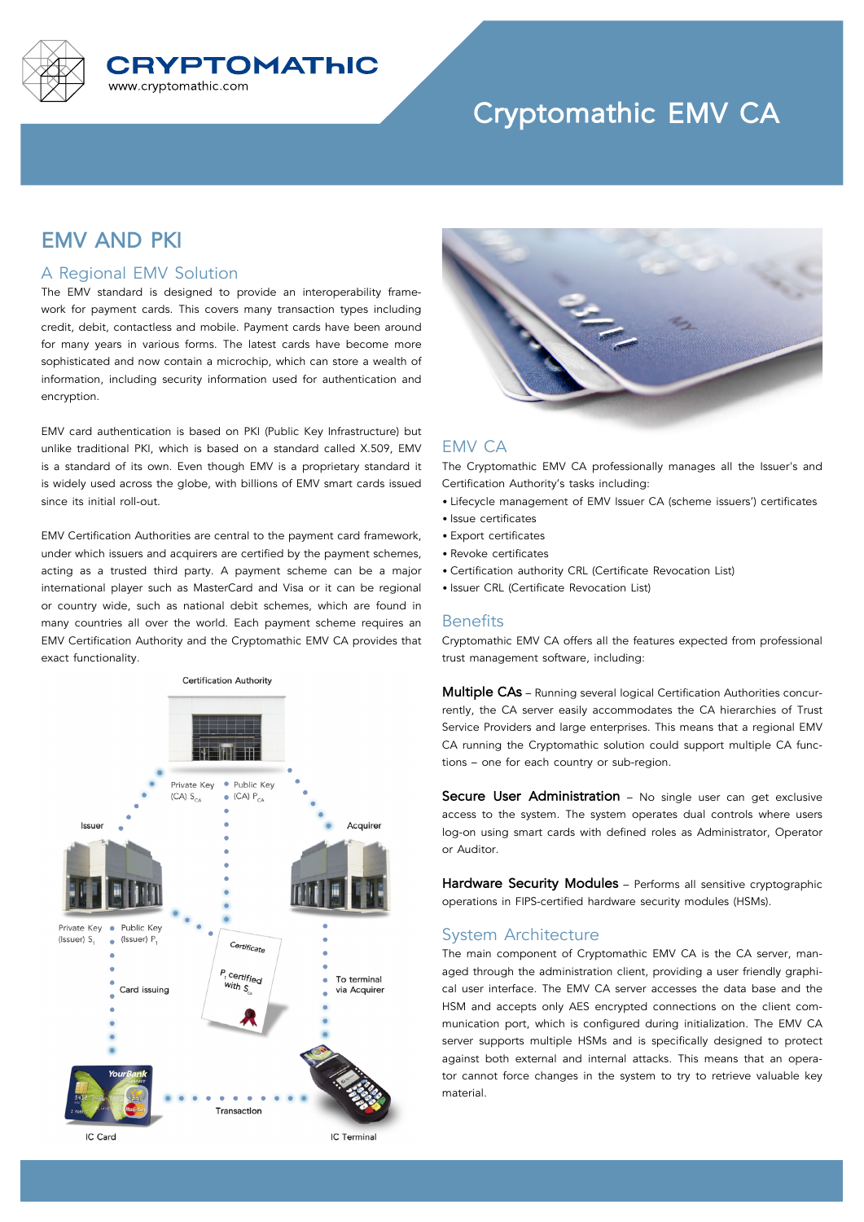# Cryptomathic EMV CA

## EMV AND PKI

### A Regional EMV Solution

The EMV standard is designed to provide an interoperability framework for payment cards. This covers many transaction types including credit, debit, contactless and mobile. Payment cards have been around for many years in various forms. The latest cards have become more sophisticated and now contain a microchip, which can store a wealth of information, including security information used for authentication and encryption.

EMV card authentication is based on PKI (Public Key Infrastructure) but unlike traditional PKI, which is based on a standard called X.509, EMV is a standard of its own. Even though EMV is a proprietary standard it is widely used across the globe, with billions of EMV smart cards issued since its initial roll-out.

EMV Certification Authorities are central to the payment card framework, under which issuers and acquirers are certified by the payment schemes, acting as a trusted third party. A payment scheme can be a major international player such as MasterCard and Visa or it can be regional or country wide, such as national debit schemes, which are found in many countries all over the world. Each payment scheme requires an EMV Certification Authority and the Cryptomathic EMV CA provides that exact functionality.

Certification Authority

Private Key (CA) $S_{CA}$ | Public Key (CA) $P_{CA}$

Issuer | Acquirer

Private Key (Issuer) $S_I$ | Public Key (Issuer) $P_I$

Certificate: $P_I$ certified with $S_{CA}$

Card issuing | To terminal via Acquirer

IC Card — Transaction — IC Terminal

### EMV CA

The Cryptomathic EMV CA professionally manages all the Issuer's and Certification Authority's tasks including:

- Lifecycle management of EMV Issuer CA (scheme issuers') certificates
- Issue certificates
- Export certificates
- Revoke certificates
- Certification authority CRL (Certificate Revocation List)
- Issuer CRL (Certificate Revocation List)

### Benefits

Cryptomathic EMV CA offers all the features expected from professional trust management software, including:

**Multiple CAs** – Running several logical Certification Authorities concurrently, the CA server easily accommodates the CA hierarchies of Trust Service Providers and large enterprises. This means that a regional EMV CA running the Cryptomathic solution could support multiple CA functions – one for each country or sub-region.

**Secure User Administration** – No single user can get exclusive access to the system. The system operates dual controls where users log-on using smart cards with defined roles as Administrator, Operator or Auditor.

**Hardware Security Modules** – Performs all sensitive cryptographic operations in FIPS-certified hardware security modules (HSMs).

### System Architecture

The main component of Cryptomathic EMV CA is the CA server, managed through the administration client, providing a user friendly graphical user interface. The EMV CA server accesses the data base and the HSM and accepts only AES encrypted connections on the client communication port, which is configured during initialization. The EMV CA server supports multiple HSMs and is specifically designed to protect against both external and internal attacks. This means that an operator cannot force changes in the system to try to retrieve valuable key material.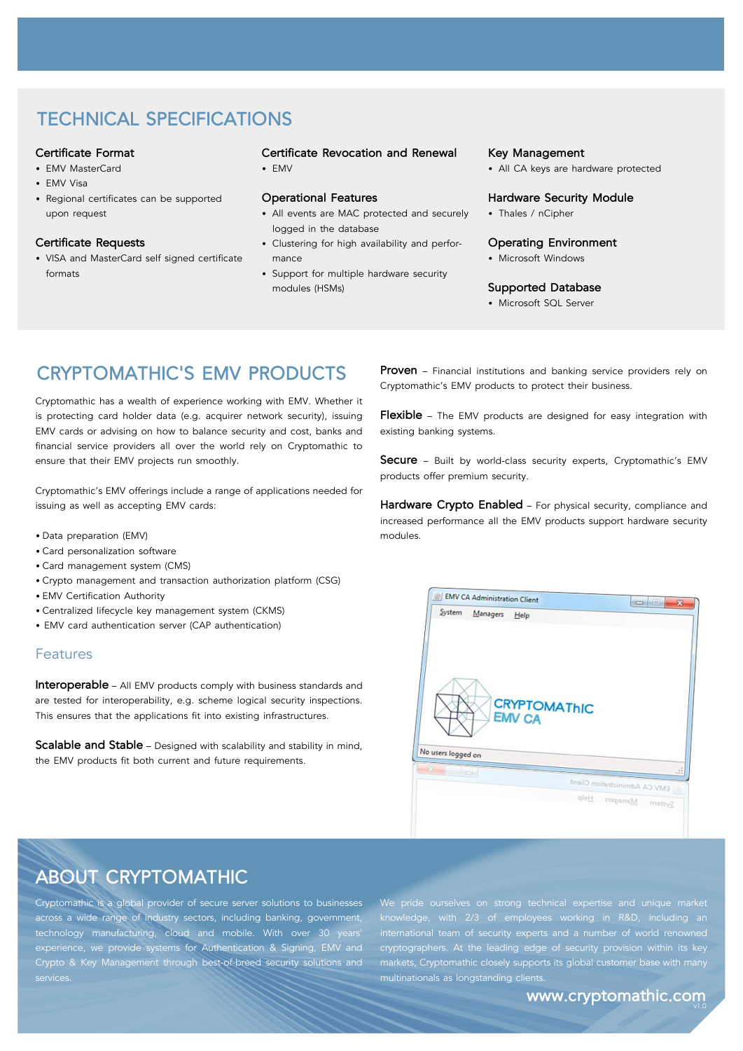## TECHNICAL SPECIFICATIONS

### Certificate Format
- EMV MasterCard
- EMV Visa
- Regional certificates can be supported upon request

### Certificate Requests
- VISA and MasterCard self signed certificate formats

### Certificate Revocation and Renewal
- EMV

### Operational Features
- All events are MAC protected and securely logged in the database
- Clustering for high availability and performance
- Support for multiple hardware security modules (HSMs)

### Key Management
- All CA keys are hardware protected

### Hardware Security Module
- Thales / nCipher

### Operating Environment
- Microsoft Windows

### Supported Database
- Microsoft SQL Server

## CRYPTOMATHIC'S EMV PRODUCTS

Cryptomathic has a wealth of experience working with EMV. Whether it is protecting card holder data (e.g. acquirer network security), issuing EMV cards or advising on how to balance security and cost, banks and financial service providers all over the world rely on Cryptomathic to ensure that their EMV projects run smoothly.

Cryptomathic's EMV offerings include a range of applications needed for issuing as well as accepting EMV cards:

- Data preparation (EMV)
- Card personalization software
- Card management system (CMS)
- Crypto management and transaction authorization platform (CSG)
- EMV Certification Authority
- Centralized lifecycle key management system (CKMS)
- EMV card authentication server (CAP authentication)

### Features

**Interoperable** – All EMV products comply with business standards and are tested for interoperability, e.g. scheme logical security inspections. This ensures that the applications fit into existing infrastructures.

**Scalable and Stable** – Designed with scalability and stability in mind, the EMV products fit both current and future requirements.

**Proven** – Financial institutions and banking service providers rely on Cryptomathic's EMV products to protect their business.

**Flexible** – The EMV products are designed for easy integration with existing banking systems.

**Secure** – Built by world-class security experts, Cryptomathic's EMV products offer premium security.

**Hardware Crypto Enabled** – For physical security, compliance and increased performance all the EMV products support hardware security modules.

## ABOUT CRYPTOMATHIC

Cryptomathic is a global provider of secure server solutions to businesses across a wide range of industry sectors, including banking, government, technology manufacturing, cloud and mobile. With over 30 years' experience, we provide systems for Authentication & Signing, EMV and Crypto & Key Management through best-of-breed security solutions and services.

We pride ourselves on strong technical expertise and unique market knowledge, with 2/3 of employees working in R&D, including an international team of security experts and a number of world renowned cryptographers. At the leading edge of security provision within its key markets, Cryptomathic closely supports its global customer base with many multinationals as longstanding clients.

www.cryptomathic.com

v1.0